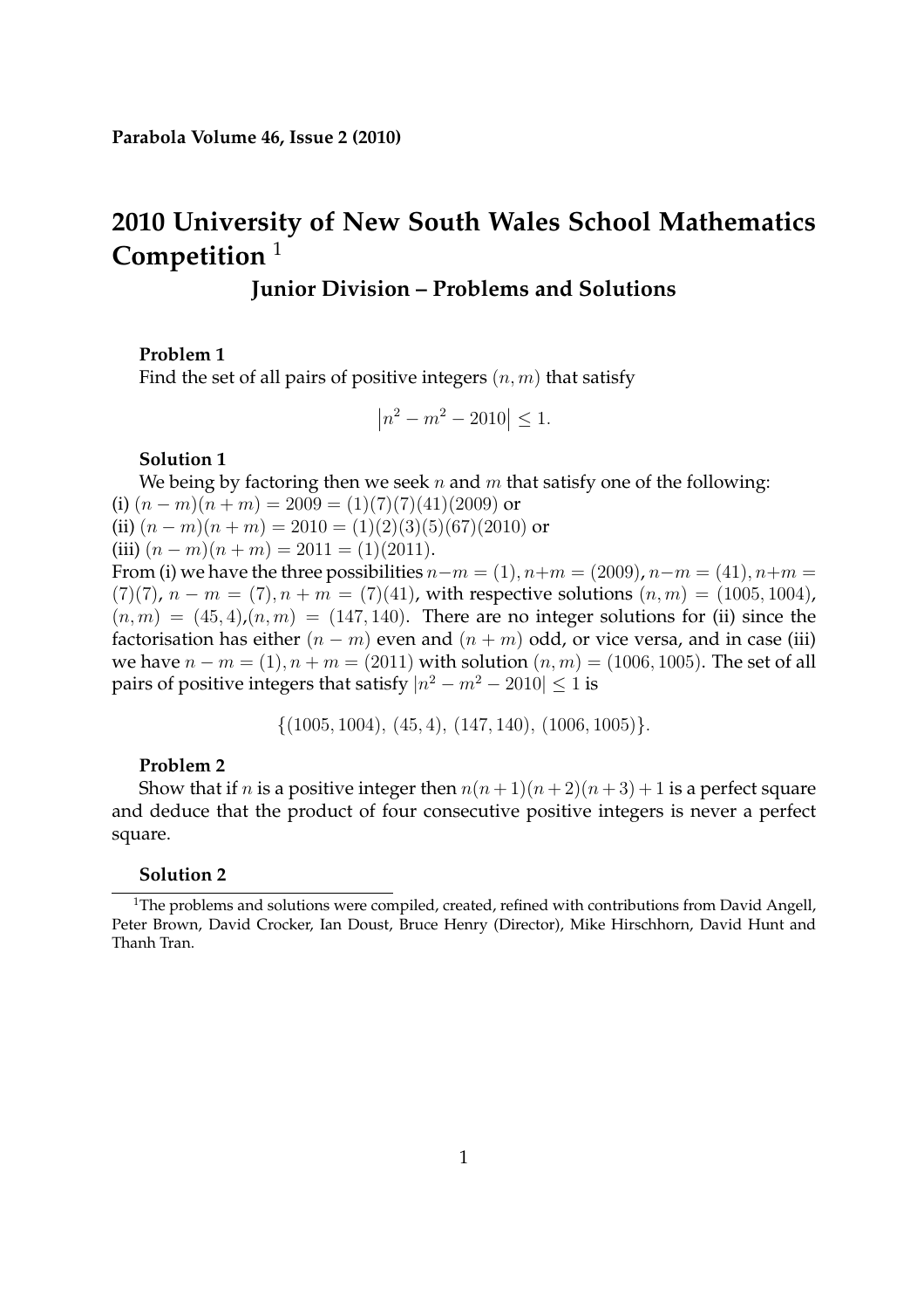Parabola Volume 46, Issue 2 (2010)

# 2010 University of New South Wales School Mathematics Competition [1]

## Junior Division – Problems and Solutions

**Problem 1**

Find the set of all pairs of positive integers $(n, m)$ that satisfy

$$\left|n^2 - m^2 - 2010\right| \leq 1.$$

**Solution 1**

We being by factoring then we seek $n$ and $m$ that satisfy one of the following:
(i) $(n-m)(n+m) = 2009 = (1)(7)(7)(41)(2009)$ or
(ii) $(n-m)(n+m) = 2010 = (1)(2)(3)(5)(67)(2010)$ or
(iii) $(n-m)(n+m) = 2011 = (1)(2011)$.
From (i) we have the three possibilities $n-m = (1), n+m = (2009)$, $n-m = (41), n+m = (7)(7)$, $n-m = (7), n+m = (7)(41)$, with respective solutions $(n,m) = (1005, 1004)$, $(n,m) = (45,4)$,$(n,m) = (147,140)$. There are no integer solutions for (ii) since the factorisation has either $(n-m)$ even and $(n+m)$ odd, or vice versa, and in case (iii) we have $n-m = (1), n+m = (2011)$ with solution $(n,m) = (1006, 1005)$. The set of all pairs of positive integers that satisfy $|n^2 - m^2 - 2010| \leq 1$ is

$$\{(1005, 1004),\ (45, 4),\ (147, 140),\ (1006, 1005)\}.$$

**Problem 2**

Show that if $n$ is a positive integer then $n(n+1)(n+2)(n+3)+1$ is a perfect square and deduce that the product of four consecutive positive integers is never a perfect square.

**Solution 2**

[1] The problems and solutions were compiled, created, refined with contributions from David Angell, Peter Brown, David Crocker, Ian Doust, Bruce Henry (Director), Mike Hirschhorn, David Hunt and Thanh Tran.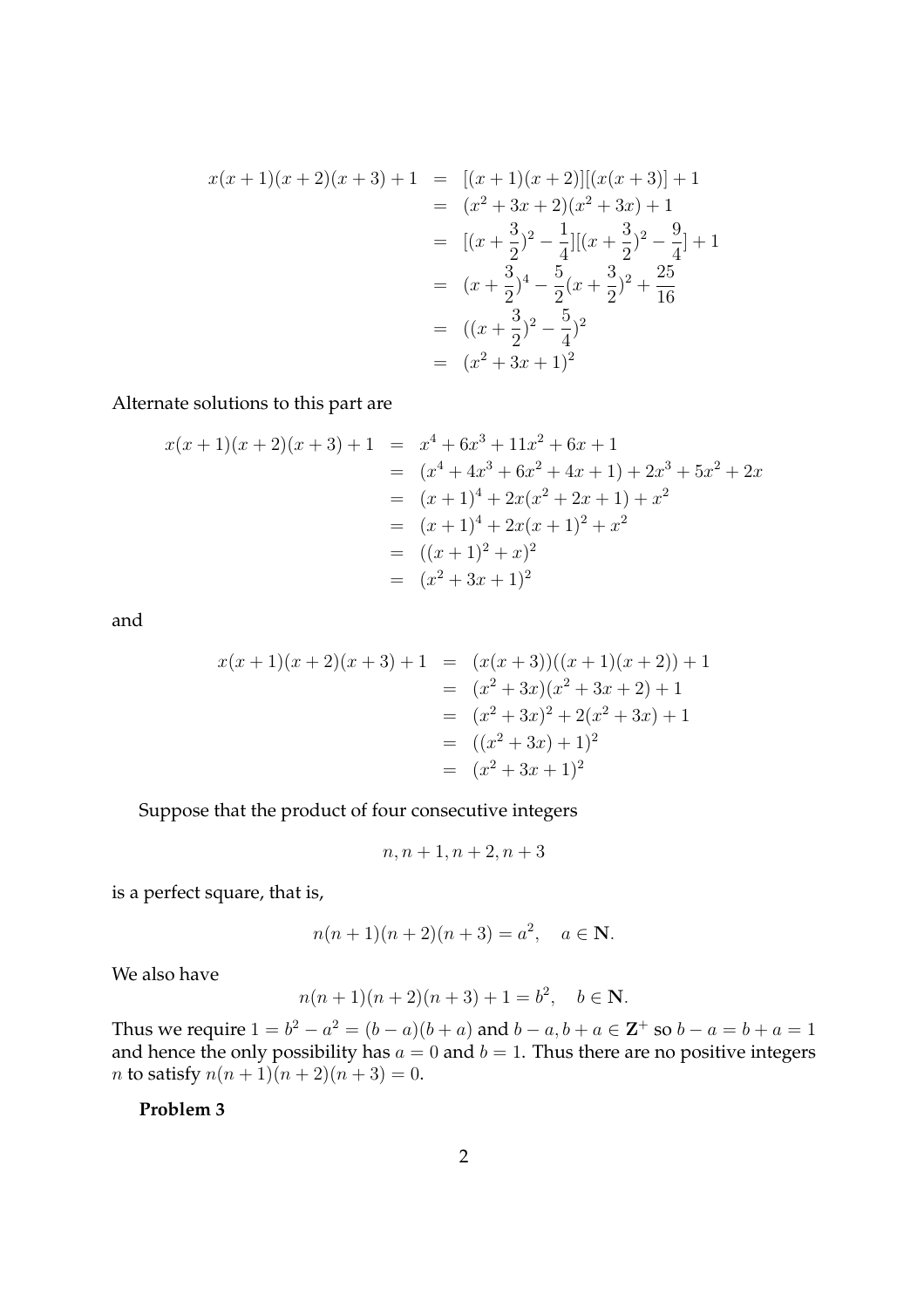$$
\begin{aligned}
x(x+1)(x+2)(x+3)+1 &= [(x+1)(x+2)][(x(x+3)]+1 \\
&= (x^2+3x+2)(x^2+3x)+1 \\
&= [(x+\frac{3}{2})^2-\frac{1}{4}][(x+\frac{3}{2})^2-\frac{9}{4}]+1 \\
&= (x+\frac{3}{2})^4-\frac{5}{2}(x+\frac{3}{2})^2+\frac{25}{16} \\
&= ((x+\frac{3}{2})^2-\frac{5}{4})^2 \\
&= (x^2+3x+1)^2
\end{aligned}
$$

Alternate solutions to this part are

$$
\begin{aligned}
x(x+1)(x+2)(x+3)+1 &= x^4+6x^3+11x^2+6x+1 \\
&= (x^4+4x^3+6x^2+4x+1)+2x^3+5x^2+2x \\
&= (x+1)^4+2x(x^2+2x+1)+x^2 \\
&= (x+1)^4+2x(x+1)^2+x^2 \\
&= ((x+1)^2+x)^2 \\
&= (x^2+3x+1)^2
\end{aligned}
$$

and

$$
\begin{aligned}
x(x+1)(x+2)(x+3)+1 &= (x(x+3))((x+1)(x+2))+1 \\
&= (x^2+3x)(x^2+3x+2)+1 \\
&= (x^2+3x)^2+2(x^2+3x)+1 \\
&= ((x^2+3x)+1)^2 \\
&= (x^2+3x+1)^2
\end{aligned}
$$

Suppose that the product of four consecutive integers

$$n, n+1, n+2, n+3$$

is a perfect square, that is,

$$n(n+1)(n+2)(n+3) = a^2, \quad a \in \mathbf{N}.$$

We also have

$$n(n+1)(n+2)(n+3)+1 = b^2, \quad b \in \mathbf{N}.$$

Thus we require $1 = b^2 - a^2 = (b-a)(b+a)$ and $b-a, b+a \in \mathbf{Z}^+$ so $b-a = b+a = 1$ and hence the only possibility has $a = 0$ and $b = 1$. Thus there are no positive integers $n$ to satisfy $n(n+1)(n+2)(n+3) = 0$.

**Problem 3**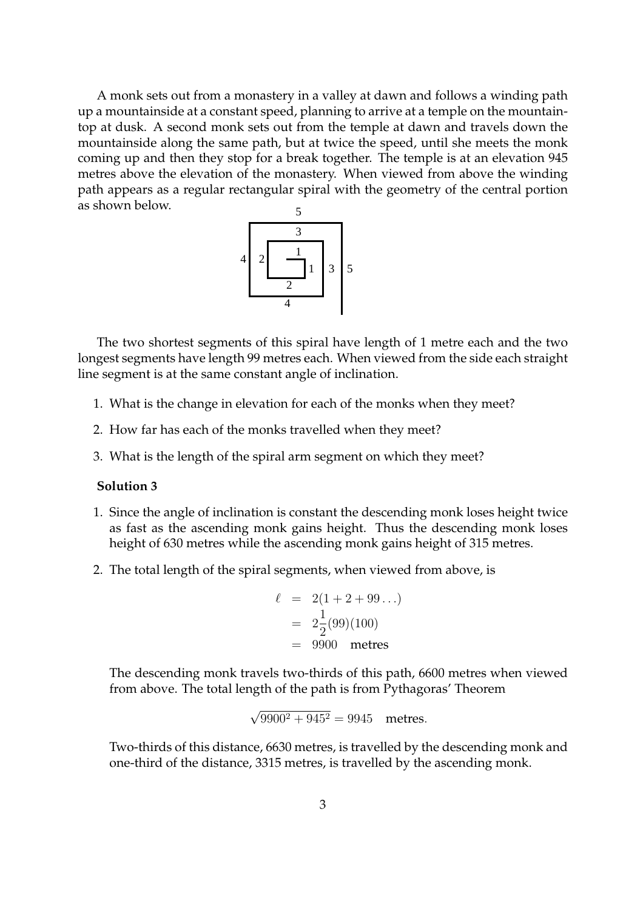A monk sets out from a monastery in a valley at dawn and follows a winding path up a mountainside at a constant speed, planning to arrive at a temple on the mountaintop at dusk. A second monk sets out from the temple at dawn and travels down the mountainside along the same path, but at twice the speed, until she meets the monk coming up and then they stop for a break together. The temple is at an elevation 945 metres above the elevation of the monastery. When viewed from above the winding path appears as a regular rectangular spiral with the geometry of the central portion as shown below.

The two shortest segments of this spiral have length of 1 metre each and the two longest segments have length 99 metres each. When viewed from the side each straight line segment is at the same constant angle of inclination.

1. What is the change in elevation for each of the monks when they meet?
2. How far has each of the monks travelled when they meet?
3. What is the length of the spiral arm segment on which they meet?

**Solution 3**

1. Since the angle of inclination is constant the descending monk loses height twice as fast as the ascending monk gains height. Thus the descending monk loses height of 630 metres while the ascending monk gains height of 315 metres.

2. The total length of the spiral segments, when viewed from above, is

$$\begin{aligned} \ell &= 2(1 + 2 + 99 \ldots) \\ &= 2\frac{1}{2}(99)(100) \\ &= 9900 \quad \text{metres} \end{aligned}$$

   The descending monk travels two-thirds of this path, 6600 metres when viewed from above. The total length of the path is from Pythagoras' Theorem

$$\sqrt{9900^2 + 945^2} = 9945 \quad \text{metres}.$$

   Two-thirds of this distance, 6630 metres, is travelled by the descending monk and one-third of the distance, 3315 metres, is travelled by the ascending monk.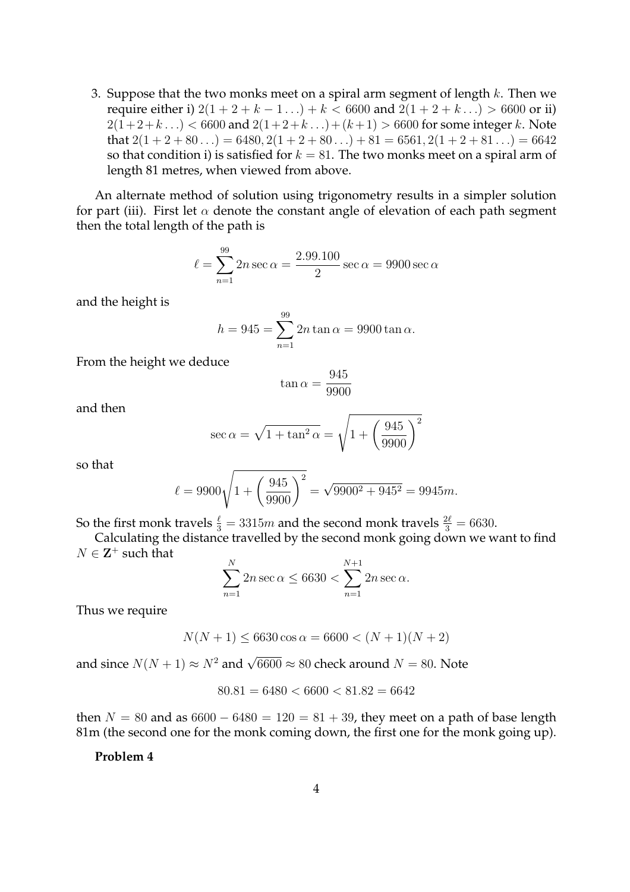3. Suppose that the two monks meet on a spiral arm segment of length $k$. Then we require either i) $2(1+2+k-1\ldots)+k < 6600$ and $2(1+2+k\ldots) > 6600$ or ii) $2(1+2+k\ldots) < 6600$ and $2(1+2+k\ldots)+(k+1) > 6600$ for some integer $k$. Note that $2(1+2+80\ldots) = 6480, 2(1+2+80\ldots)+81 = 6561, 2(1+2+81\ldots) = 6642$ so that condition i) is satisfied for $k = 81$. The two monks meet on a spiral arm of length 81 metres, when viewed from above.

An alternate method of solution using trigonometry results in a simpler solution for part (iii). First let $\alpha$ denote the constant angle of elevation of each path segment then the total length of the path is

$$\ell = \sum_{n=1}^{99} 2n \sec\alpha = \frac{2.99.100}{2}\sec\alpha = 9900\sec\alpha$$

and the height is

$$h = 945 = \sum_{n=1}^{99} 2n\tan\alpha = 9900\tan\alpha.$$

From the height we deduce

$$\tan\alpha = \frac{945}{9900}$$

and then

$$\sec\alpha = \sqrt{1+\tan^2\alpha} = \sqrt{1+\left(\frac{945}{9900}\right)^2}$$

so that

$$\ell = 9900\sqrt{1+\left(\frac{945}{9900}\right)^2} = \sqrt{9900^2+945^2} = 9945m.$$

So the first monk travels $\frac{\ell}{3} = 3315m$ and the second monk travels $\frac{2\ell}{3} = 6630$.

Calculating the distance travelled by the second monk going down we want to find $N \in \mathbf{Z}^+$ such that

$$\sum_{n=1}^{N} 2n\sec\alpha \le 6630 < \sum_{n=1}^{N+1} 2n\sec\alpha.$$

Thus we require

$$N(N+1) \le 6630\cos\alpha = 6600 < (N+1)(N+2)$$

and since $N(N+1) \approx N^2$ and $\sqrt{6600} \approx 80$ check around $N = 80$. Note

$$80.81 = 6480 < 6600 < 81.82 = 6642$$

then $N = 80$ and as $6600 - 6480 = 120 = 81 + 39$, they meet on a path of base length 81m (the second one for the monk coming down, the first one for the monk going up).

**Problem 4**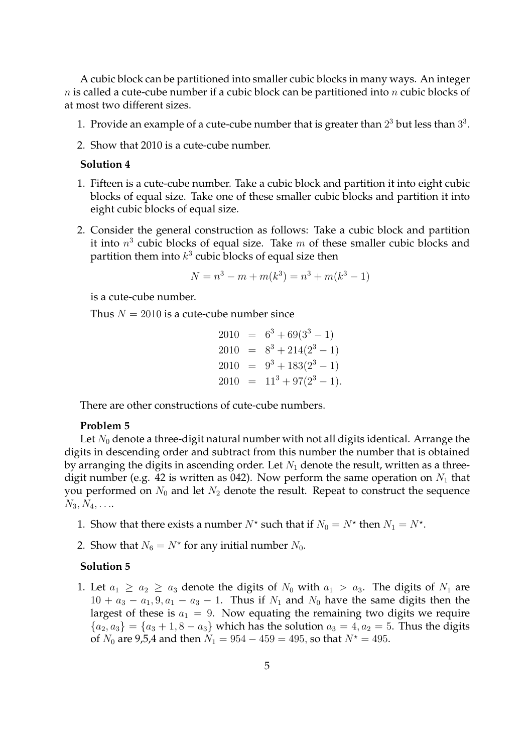A cubic block can be partitioned into smaller cubic blocks in many ways. An integer $n$ is called a cute-cube number if a cubic block can be partitioned into $n$ cubic blocks of at most two different sizes.

1. Provide an example of a cute-cube number that is greater than $2^3$ but less than $3^3$.
2. Show that 2010 is a cute-cube number.

**Solution 4**

1. Fifteen is a cute-cube number. Take a cubic block and partition it into eight cubic blocks of equal size. Take one of these smaller cubic blocks and partition it into eight cubic blocks of equal size.
2. Consider the general construction as follows: Take a cubic block and partition it into $n^3$ cubic blocks of equal size. Take $m$ of these smaller cubic blocks and partition them into $k^3$ cubic blocks of equal size then

$$N = n^3 - m + m(k^3) = n^3 + m(k^3 - 1)$$

is a cute-cube number.

Thus $N = 2010$ is a cute-cube number since

$$\begin{aligned}
2010 &= 6^3 + 69(3^3 - 1) \\
2010 &= 8^3 + 214(2^3 - 1) \\
2010 &= 9^3 + 183(2^3 - 1) \\
2010 &= 11^3 + 97(2^3 - 1).
\end{aligned}$$

There are other constructions of cute-cube numbers.

**Problem 5**

Let $N_0$ denote a three-digit natural number with not all digits identical. Arrange the digits in descending order and subtract from this number the number that is obtained by arranging the digits in ascending order. Let $N_1$ denote the result, written as a three-digit number (e.g. 42 is written as 042). Now perform the same operation on $N_1$ that you performed on $N_0$ and let $N_2$ denote the result. Repeat to construct the sequence $N_3, N_4, \ldots$.

1. Show that there exists a number $N^\star$ such that if $N_0 = N^\star$ then $N_1 = N^\star$.
2. Show that $N_6 = N^\star$ for any initial number $N_0$.

**Solution 5**

1. Let $a_1 \geq a_2 \geq a_3$ denote the digits of $N_0$ with $a_1 > a_3$. The digits of $N_1$ are $10 + a_3 - a_1, 9, a_1 - a_3 - 1$. Thus if $N_1$ and $N_0$ have the same digits then the largest of these is $a_1 = 9$. Now equating the remaining two digits we require $\{a_2, a_3\} = \{a_3 + 1, 8 - a_3\}$ which has the solution $a_3 = 4, a_2 = 5$. Thus the digits of $N_0$ are 9,5,4 and then $N_1 = 954 - 459 = 495$, so that $N^\star = 495$.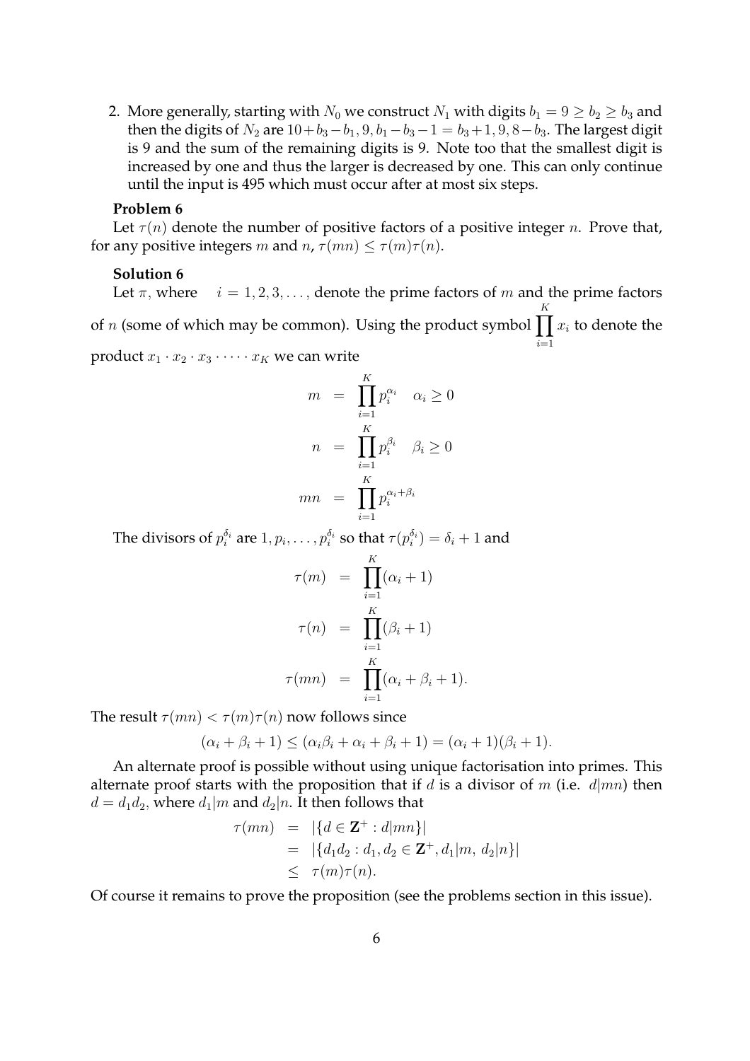2. More generally, starting with $N_0$ we construct $N_1$ with digits $b_1 = 9 \geq b_2 \geq b_3$ and then the digits of $N_2$ are $10+b_3-b_1, 9, b_1-b_3-1 = b_3+1, 9, 8-b_3$. The largest digit is 9 and the sum of the remaining digits is 9. Note too that the smallest digit is increased by one and thus the larger is decreased by one. This can only continue until the input is 495 which must occur after at most six steps.

**Problem 6**

Let $\tau(n)$ denote the number of positive factors of a positive integer $n$. Prove that, for any positive integers $m$ and $n$, $\tau(mn) \leq \tau(m)\tau(n)$.

**Solution 6**

Let $\pi$, where $i = 1, 2, 3, \ldots$, denote the prime factors of $m$ and the prime factors of $n$ (some of which may be common). Using the product symbol $\prod_{i=1}^{K} x_i$ to denote the product $x_1 \cdot x_2 \cdot x_3 \cdot \cdots \cdot x_K$ we can write

$$
\begin{aligned}
m &= \prod_{i=1}^{K} p_i^{\alpha_i} \quad \alpha_i \geq 0 \\
n &= \prod_{i=1}^{K} p_i^{\beta_i} \quad \beta_i \geq 0 \\
mn &= \prod_{i=1}^{K} p_i^{\alpha_i+\beta_i}
\end{aligned}
$$

The divisors of $p_i^{\delta_i}$ are $1, p_i, \ldots, p_i^{\delta_i}$ so that $\tau(p_i^{\delta_i}) = \delta_i + 1$ and

$$
\begin{aligned}
\tau(m) &= \prod_{i=1}^{K} (\alpha_i + 1) \\
\tau(n) &= \prod_{i=1}^{K} (\beta_i + 1) \\
\tau(mn) &= \prod_{i=1}^{K} (\alpha_i + \beta_i + 1).
\end{aligned}
$$

The result $\tau(mn) < \tau(m)\tau(n)$ now follows since

$$
(\alpha_i + \beta_i + 1) \leq (\alpha_i\beta_i + \alpha_i + \beta_i + 1) = (\alpha_i + 1)(\beta_i + 1).
$$

An alternate proof is possible without using unique factorisation into primes. This alternate proof starts with the proposition that if $d$ is a divisor of $m$ (i.e. $d|mn$) then $d = d_1 d_2$, where $d_1|m$ and $d_2|n$. It then follows that

$$
\begin{aligned}
\tau(mn) &= |\{d \in \mathbf{Z}^+ : d|mn\}| \\
&= |\{d_1 d_2 : d_1, d_2 \in \mathbf{Z}^+, d_1|m,\ d_2|n\}| \\
&\leq \tau(m)\tau(n).
\end{aligned}
$$

Of course it remains to prove the proposition (see the problems section in this issue).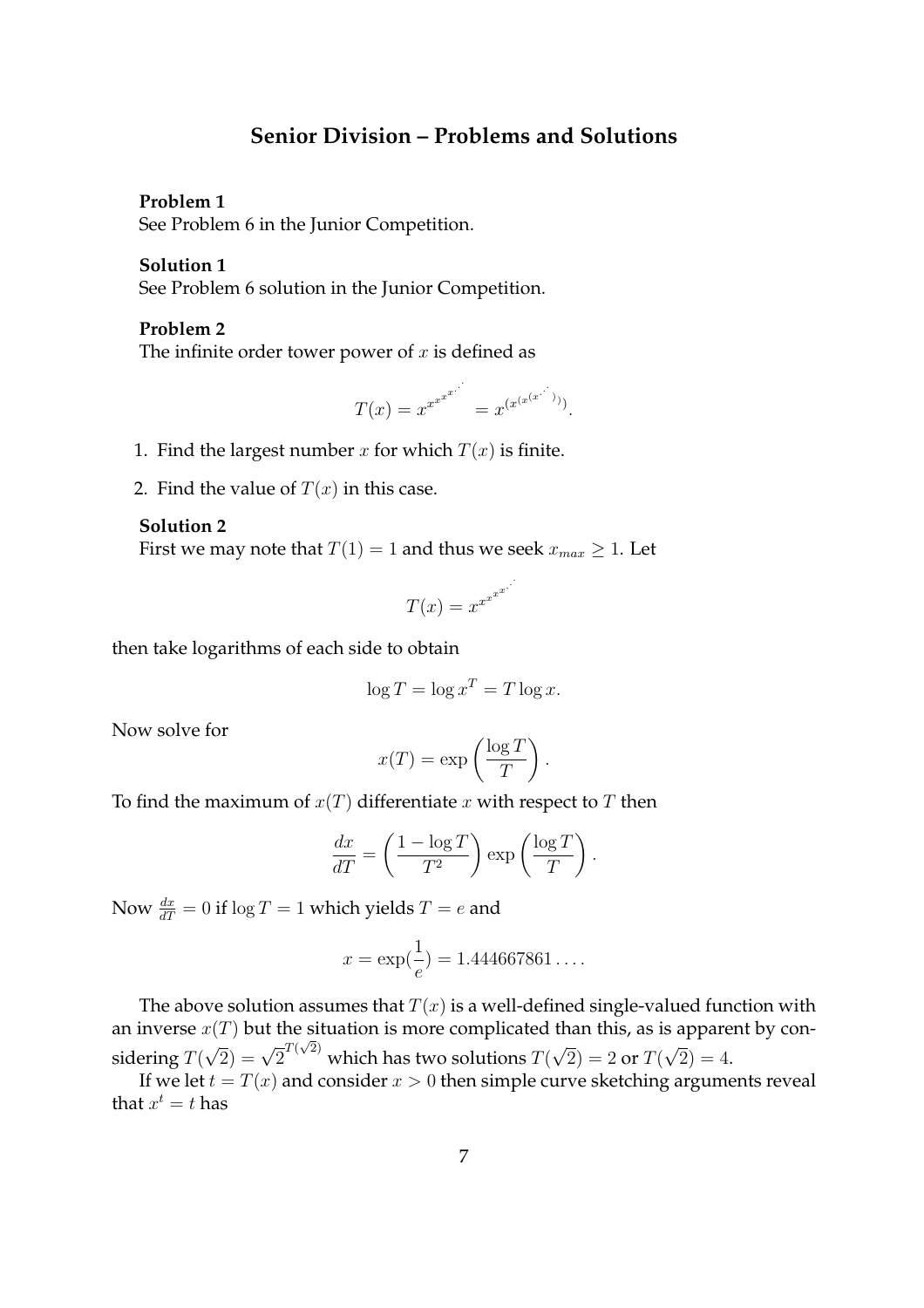## Senior Division – Problems and Solutions

**Problem 1**
See Problem 6 in the Junior Competition.

**Solution 1**
See Problem 6 solution in the Junior Competition.

**Problem 2**
The infinite order tower power of $x$ is defined as

$$T(x) = x^{x^{x^{x^{\cdot^{\cdot^{\cdot}}}}}} = x^{(x^{(x^{(x^{\cdot^{\cdot^{\cdot}}})})})}.$$

1. Find the largest number $x$ for which $T(x)$ is finite.
2. Find the value of $T(x)$ in this case.

**Solution 2**
First we may note that $T(1) = 1$ and thus we seek $x_{max} \geq 1$. Let

$$T(x) = x^{x^{x^{x^{\cdot^{\cdot^{\cdot}}}}}}$$

then take logarithms of each side to obtain

$$\log T = \log x^T = T \log x.$$

Now solve for

$$x(T) = \exp\left(\frac{\log T}{T}\right).$$

To find the maximum of $x(T)$ differentiate $x$ with respect to $T$ then

$$\frac{dx}{dT} = \left(\frac{1 - \log T}{T^2}\right) \exp\left(\frac{\log T}{T}\right).$$

Now $\frac{dx}{dT} = 0$ if $\log T = 1$ which yields $T = e$ and

$$x = \exp(\frac{1}{e}) = 1.444667861\ldots.$$

The above solution assumes that $T(x)$ is a well-defined single-valued function with an inverse $x(T)$ but the situation is more complicated than this, as is apparent by considering $T(\sqrt{2}) = \sqrt{2}^{T(\sqrt{2})}$ which has two solutions $T(\sqrt{2}) = 2$ or $T(\sqrt{2}) = 4$.

If we let $t = T(x)$ and consider $x > 0$ then simple curve sketching arguments reveal that $x^t = t$ has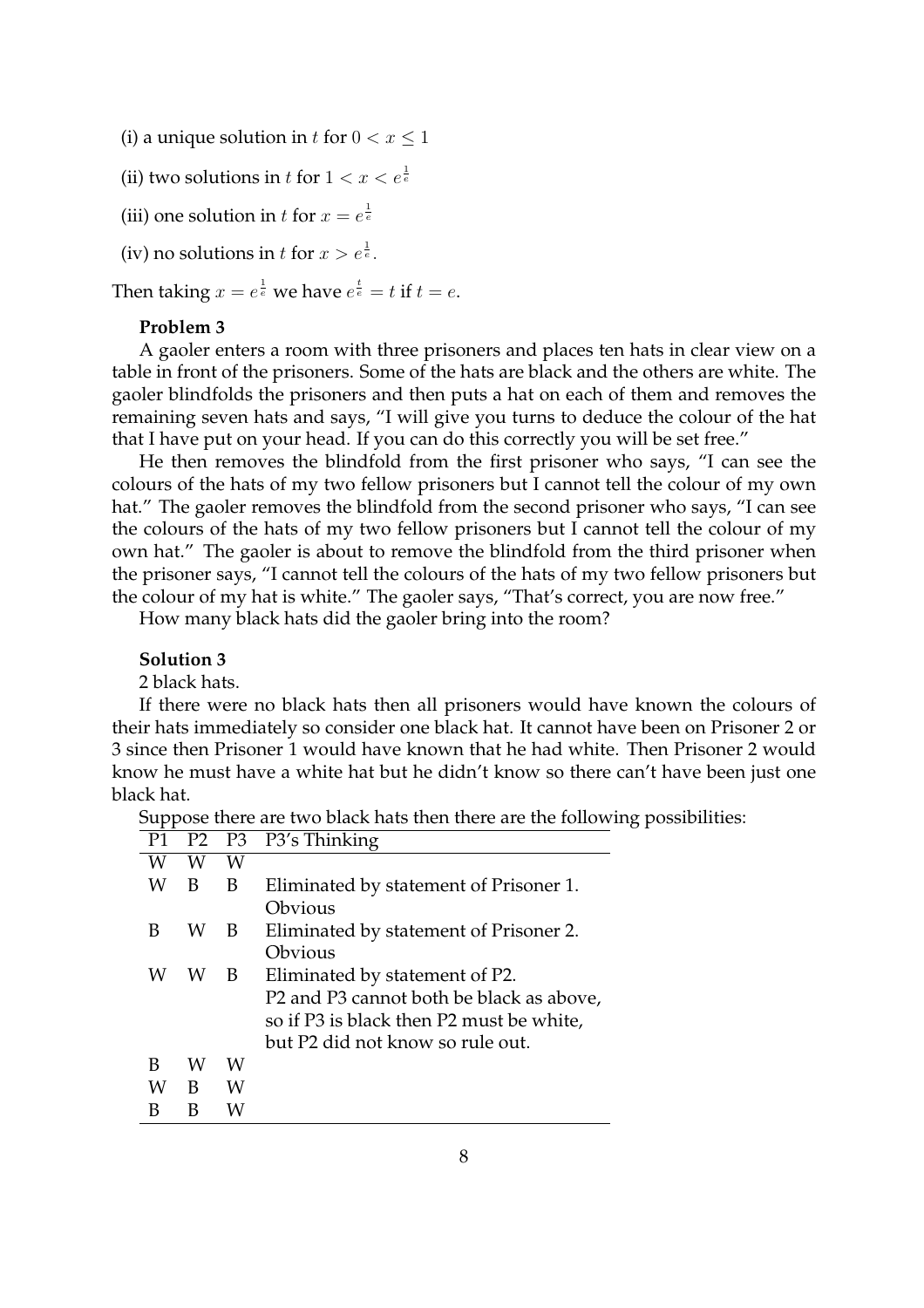(i) a unique solution in $t$ for $0 < x \leq 1$

(ii) two solutions in $t$ for $1 < x < e^{\frac{1}{e}}$

(iii) one solution in $t$ for $x = e^{\frac{1}{e}}$

(iv) no solutions in $t$ for $x > e^{\frac{1}{e}}$.

Then taking $x = e^{\frac{1}{e}}$ we have $e^{\frac{t}{e}} = t$ if $t = e$.

**Problem 3**

A gaoler enters a room with three prisoners and places ten hats in clear view on a table in front of the prisoners. Some of the hats are black and the others are white. The gaoler blindfolds the prisoners and then puts a hat on each of them and removes the remaining seven hats and says, "I will give you turns to deduce the colour of the hat that I have put on your head. If you can do this correctly you will be set free."

He then removes the blindfold from the first prisoner who says, "I can see the colours of the hats of my two fellow prisoners but I cannot tell the colour of my own hat." The gaoler removes the blindfold from the second prisoner who says, "I can see the colours of the hats of my two fellow prisoners but I cannot tell the colour of my own hat." The gaoler is about to remove the blindfold from the third prisoner when the prisoner says, "I cannot tell the colours of the hats of my two fellow prisoners but the colour of my hat is white." The gaoler says, "That's correct, you are now free."

How many black hats did the gaoler bring into the room?

**Solution 3**

2 black hats.

If there were no black hats then all prisoners would have known the colours of their hats immediately so consider one black hat. It cannot have been on Prisoner 2 or 3 since then Prisoner 1 would have known that he had white. Then Prisoner 2 would know he must have a white hat but he didn't know so there can't have been just one black hat.

Suppose there are two black hats then there are the following possibilities:

| P1 | P2 | P3 | P3's Thinking |
|---|---|---|---|
| W | W | W | |
| W | B | B | Eliminated by statement of Prisoner 1. Obvious |
| B | W | B | Eliminated by statement of Prisoner 2. Obvious |
| W | W | B | Eliminated by statement of P2. P2 and P3 cannot both be black as above, so if P3 is black then P2 must be white, but P2 did not know so rule out. |
| B | W | W | |
| W | B | W | |
| B | B | W | |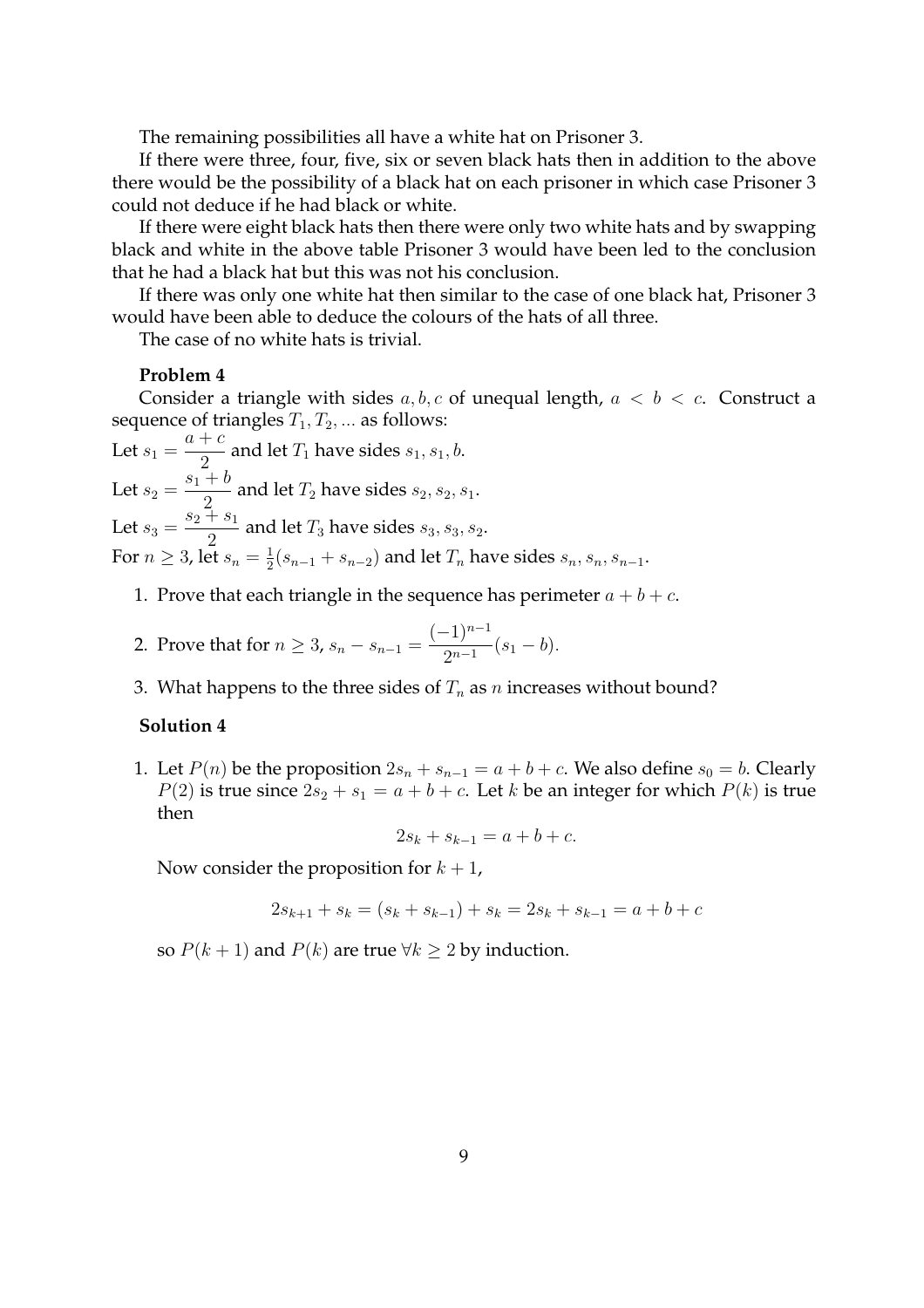The remaining possibilities all have a white hat on Prisoner 3.

If there were three, four, five, six or seven black hats then in addition to the above there would be the possibility of a black hat on each prisoner in which case Prisoner 3 could not deduce if he had black or white.

If there were eight black hats then there were only two white hats and by swapping black and white in the above table Prisoner 3 would have been led to the conclusion that he had a black hat but this was not his conclusion.

If there was only one white hat then similar to the case of one black hat, Prisoner 3 would have been able to deduce the colours of the hats of all three.

The case of no white hats is trivial.

**Problem 4**

Consider a triangle with sides $a, b, c$ of unequal length, $a < b < c$. Construct a sequence of triangles $T_1, T_2, ...$ as follows:

Let $s_1 = \dfrac{a+c}{2}$ and let $T_1$ have sides $s_1, s_1, b$.

Let $s_2 = \dfrac{s_1+b}{2}$ and let $T_2$ have sides $s_2, s_2, s_1$.

Let $s_3 = \dfrac{s_2+s_1}{2}$ and let $T_3$ have sides $s_3, s_3, s_2$.

For $n \geq 3$, let $s_n = \frac{1}{2}(s_{n-1} + s_{n-2})$ and let $T_n$ have sides $s_n, s_n, s_{n-1}$.

1. Prove that each triangle in the sequence has perimeter $a + b + c$.
2. Prove that for $n \geq 3$, $s_n - s_{n-1} = \dfrac{(-1)^{n-1}}{2^{n-1}}(s_1 - b)$.
3. What happens to the three sides of $T_n$ as $n$ increases without bound?

**Solution 4**

1. Let $P(n)$ be the proposition $2s_n + s_{n-1} = a + b + c$. We also define $s_0 = b$. Clearly $P(2)$ is true since $2s_2 + s_1 = a + b + c$. Let $k$ be an integer for which $P(k)$ is true then

   $$2s_k + s_{k-1} = a + b + c.$$

   Now consider the proposition for $k + 1$,

   $$2s_{k+1} + s_k = (s_k + s_{k-1}) + s_k = 2s_k + s_{k-1} = a + b + c$$

   so $P(k + 1)$ and $P(k)$ are true $\forall k \geq 2$ by induction.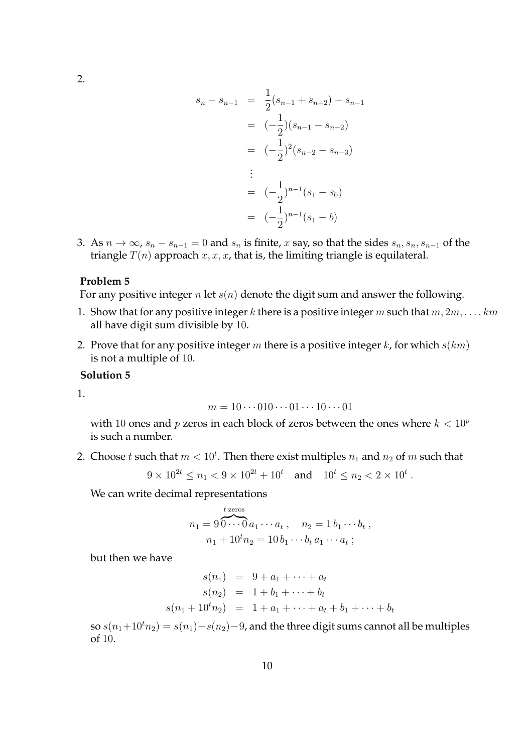2.

$$
\begin{aligned}
s_n - s_{n-1} &= \frac{1}{2}(s_{n-1} + s_{n-2}) - s_{n-1} \\
&= (-\frac{1}{2})(s_{n-1} - s_{n-2}) \\
&= (-\frac{1}{2})^2(s_{n-2} - s_{n-3}) \\
&\vdots \\
&= (-\frac{1}{2})^{n-1}(s_1 - s_0) \\
&= (-\frac{1}{2})^{n-1}(s_1 - b)
\end{aligned}
$$

3. As $n \to \infty$, $s_n - s_{n-1} = 0$ and $s_n$ is finite, $x$ say, so that the sides $s_n, s_n, s_{n-1}$ of the triangle $T(n)$ approach $x, x, x$, that is, the limiting triangle is equilateral.

**Problem 5**

For any positive integer $n$ let $s(n)$ denote the digit sum and answer the following.

1. Show that for any positive integer $k$ there is a positive integer $m$ such that $m, 2m, \ldots, km$ all have digit sum divisible by $10$.
2. Prove that for any positive integer $m$ there is a positive integer $k$, for which $s(km)$ is not a multiple of $10$.

**Solution 5**

1.

$$m = 10 \cdots 010 \cdots 01 \cdots 10 \cdots 01$$

with $10$ ones and $p$ zeros in each block of zeros between the ones where $k < 10^p$ is such a number.

2. Choose $t$ such that $m < 10^t$. Then there exist multiples $n_1$ and $n_2$ of $m$ such that

$$9 \times 10^{2t} \leq n_1 < 9 \times 10^{2t} + 10^t \quad \text{and} \quad 10^t \leq n_2 < 2 \times 10^t \,.$$

We can write decimal representations

$$
\begin{gathered}
n_1 = 9\overbrace{0 \cdots 0}^{t \text{ zeros}} a_1 \cdots a_t \,, \quad n_2 = 1\, b_1 \cdots b_t \,, \\
n_1 + 10^t n_2 = 10\, b_1 \cdots b_t\, a_1 \cdots a_t \,;
\end{gathered}
$$

but then we have

$$
\begin{aligned}
s(n_1) &= 9 + a_1 + \cdots + a_t \\
s(n_2) &= 1 + b_1 + \cdots + b_t \\
s(n_1 + 10^t n_2) &= 1 + a_1 + \cdots + a_t + b_1 + \cdots + b_t
\end{aligned}
$$

so $s(n_1 + 10^t n_2) = s(n_1) + s(n_2) - 9$, and the three digit sums cannot all be multiples of $10$.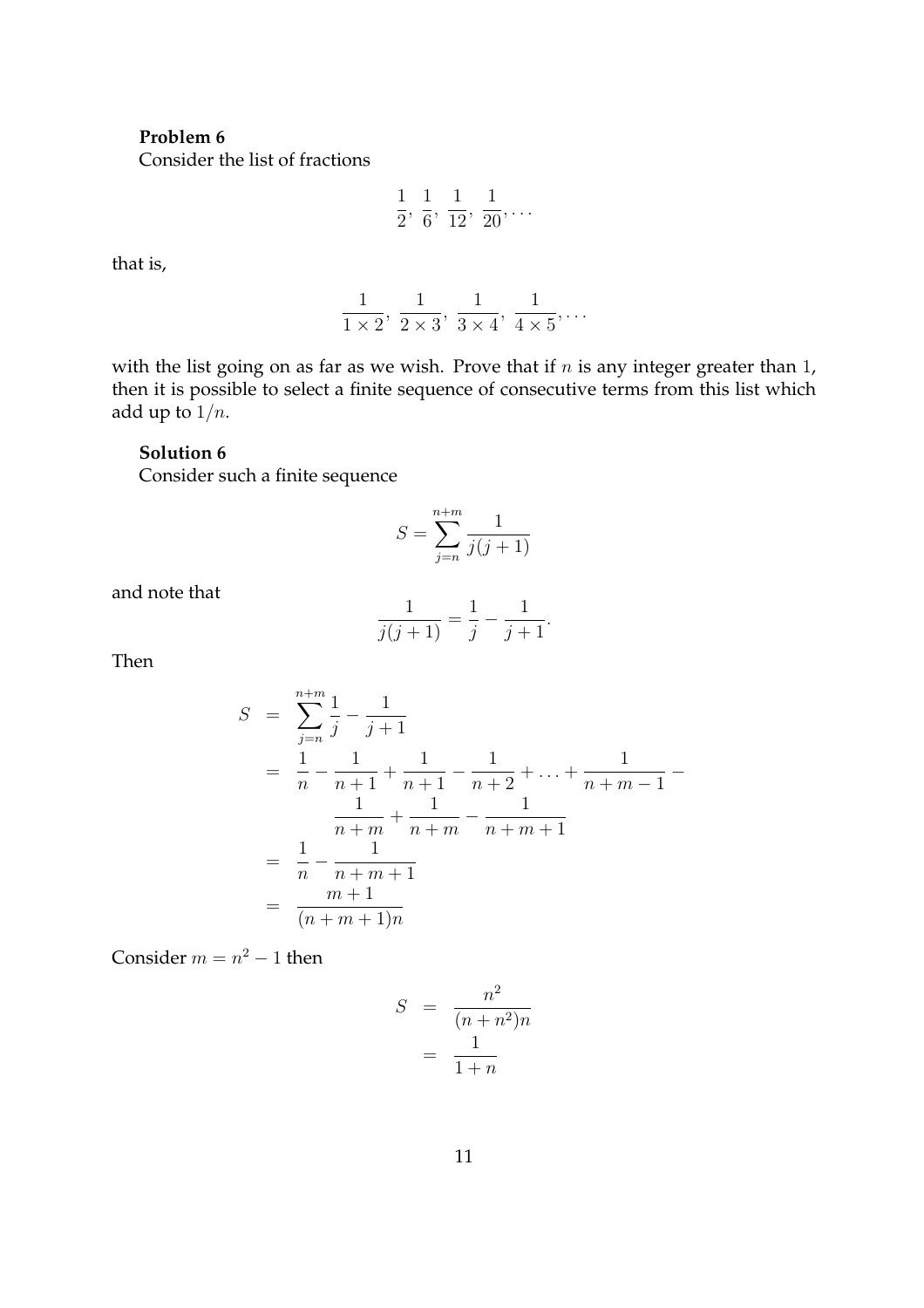**Problem 6**
Consider the list of fractions

$$\frac{1}{2},\ \frac{1}{6},\ \frac{1}{12},\ \frac{1}{20},\ldots$$

that is,

$$\frac{1}{1\times 2},\ \frac{1}{2\times 3},\ \frac{1}{3\times 4},\ \frac{1}{4\times 5},\ldots$$

with the list going on as far as we wish. Prove that if $n$ is any integer greater than 1, then it is possible to select a finite sequence of consecutive terms from this list which add up to $1/n$.

**Solution 6**
Consider such a finite sequence

$$S = \sum_{j=n}^{n+m} \frac{1}{j(j+1)}$$

and note that

$$\frac{1}{j(j+1)} = \frac{1}{j} - \frac{1}{j+1}.$$

Then

$$\begin{aligned}
S &= \sum_{j=n}^{n+m} \frac{1}{j} - \frac{1}{j+1} \\
&= \frac{1}{n} - \frac{1}{n+1} + \frac{1}{n+1} - \frac{1}{n+2} + \ldots + \frac{1}{n+m-1} - \\
&\qquad \frac{1}{n+m} + \frac{1}{n+m} - \frac{1}{n+m+1} \\
&= \frac{1}{n} - \frac{1}{n+m+1} \\
&= \frac{m+1}{(n+m+1)n}
\end{aligned}$$

Consider $m = n^2 - 1$ then

$$\begin{aligned}
S &= \frac{n^2}{(n+n^2)n} \\
&= \frac{1}{1+n}
\end{aligned}$$